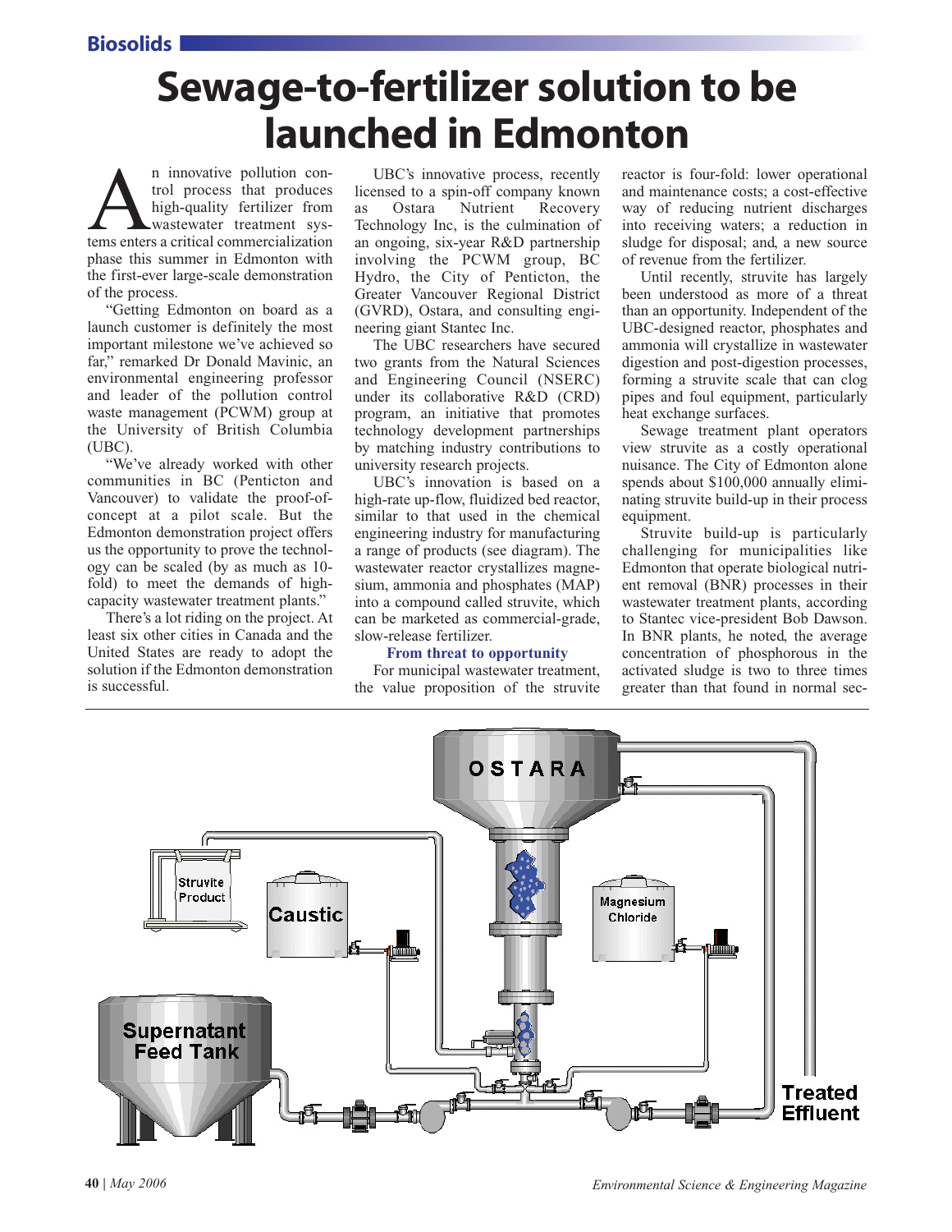# Sewage-to-fertilizer solution to be launched in Edmonton

An innovative pollution control process that produces high-quality fertilizer from wastewater treatment systems enters a critical commercialization phase this summer in Edmonton with the first-ever large-scale demonstration of the process.

"Getting Edmonton on board as a launch customer is definitely the most important milestone we've achieved so far," remarked Dr Donald Mavinic, an environmental engineering professor and leader of the pollution control waste management (PCWM) group at the University of British Columbia (UBC).

"We've already worked with other communities in BC (Penticton and Vancouver) to validate the proof-of-concept at a pilot scale. But the Edmonton demonstration project offers us the opportunity to prove the technology can be scaled (by as much as 10-fold) to meet the demands of high-capacity wastewater treatment plants."

There's a lot riding on the project. At least six other cities in Canada and the United States are ready to adopt the solution if the Edmonton demonstration is successful.

UBC's innovative process, recently licensed to a spin-off company known as Ostara Nutrient Recovery Technology Inc, is the culmination of an ongoing, six-year R&D partnership involving the PCWM group, BC Hydro, the City of Penticton, the Greater Vancouver Regional District (GVRD), Ostara, and consulting engineering giant Stantec Inc.

The UBC researchers have secured two grants from the Natural Sciences and Engineering Council (NSERC) under its collaborative R&D (CRD) program, an initiative that promotes technology development partnerships by matching industry contributions to university research projects.

UBC's innovation is based on a high-rate up-flow, fluidized bed reactor, similar to that used in the chemical engineering industry for manufacturing a range of products (see diagram). The wastewater reactor crystallizes magnesium, ammonia and phosphates (MAP) into a compound called struvite, which can be marketed as commercial-grade, slow-release fertilizer.

### From threat to opportunity

For municipal wastewater treatment, the value proposition of the struvite reactor is four-fold: lower operational and maintenance costs; a cost-effective way of reducing nutrient discharges into receiving waters; a reduction in sludge for disposal; and, a new source of revenue from the fertilizer.

Until recently, struvite has largely been understood as more of a threat than an opportunity. Independent of the UBC-designed reactor, phosphates and ammonia will crystallize in wastewater digestion and post-digestion processes, forming a struvite scale that can clog pipes and foul equipment, particularly heat exchange surfaces.

Sewage treatment plant operators view struvite as a costly operational nuisance. The City of Edmonton alone spends about $100,000 annually eliminating struvite build-up in their process equipment.

Struvite build-up is particularly challenging for municipalities like Edmonton that operate biological nutrient removal (BNR) processes in their wastewater treatment plants, according to Stantec vice-president Bob Dawson. In BNR plants, he noted, the average concentration of phosphorous in the activated sludge is two to three times greater than that found in normal sec-

OSTARA

Struvite Product

Caustic

Magnesium Chloride

Supernatant Feed Tank

Treated Effluent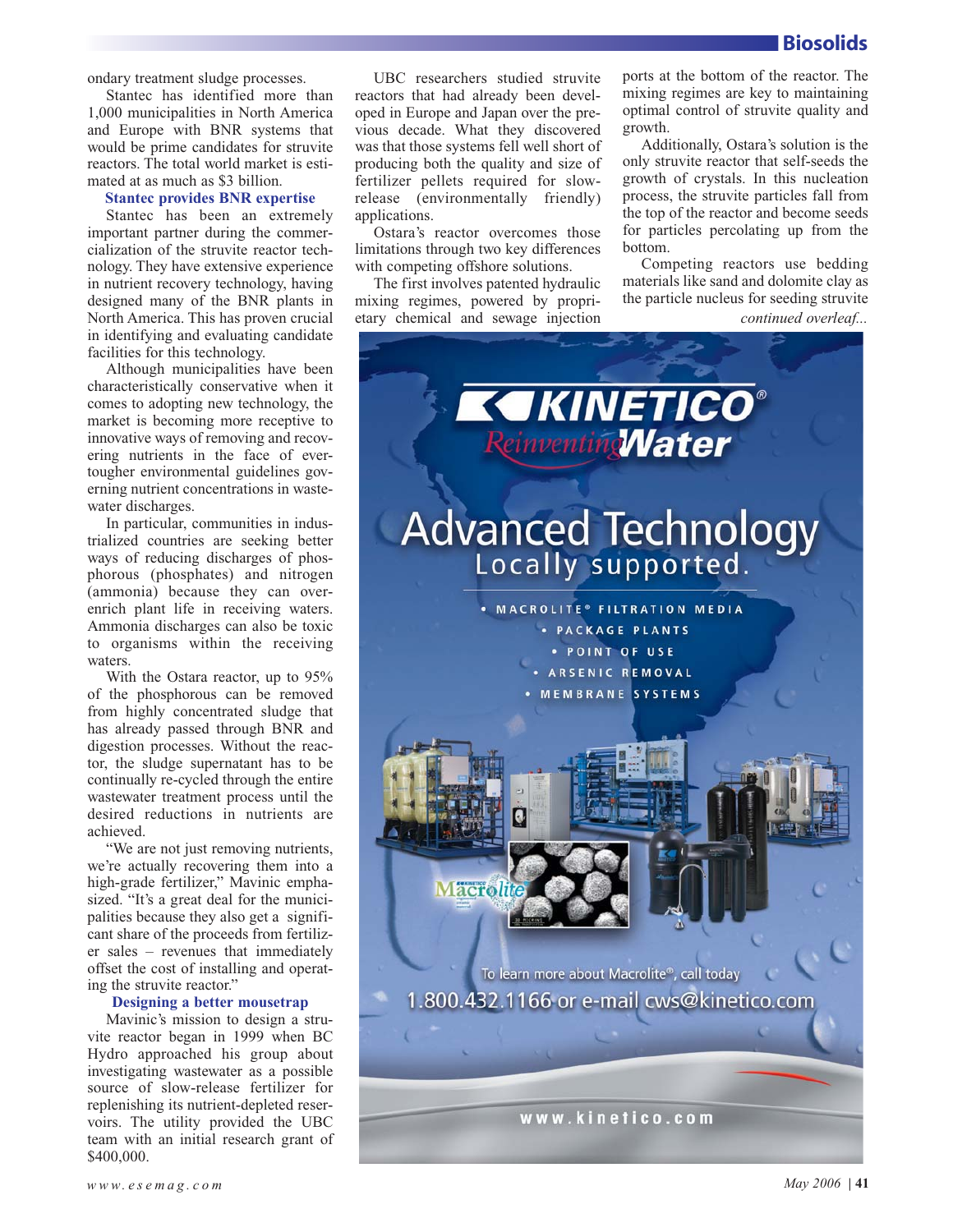ondary treatment sludge processes.

Stantec has identified more than 1,000 municipalities in North America and Europe with BNR systems that would be prime candidates for struvite reactors. The total world market is estimated at as much as $3 billion.

### Stantec provides BNR expertise

Stantec has been an extremely important partner during the commercialization of the struvite reactor technology. They have extensive experience in nutrient recovery technology, having designed many of the BNR plants in North America. This has proven crucial in identifying and evaluating candidate facilities for this technology.

Although municipalities have been characteristically conservative when it comes to adopting new technology, the market is becoming more receptive to innovative ways of removing and recovering nutrients in the face of ever-tougher environmental guidelines governing nutrient concentrations in wastewater discharges.

In particular, communities in industrialized countries are seeking better ways of reducing discharges of phosphorous (phosphates) and nitrogen (ammonia) because they can over-enrich plant life in receiving waters. Ammonia discharges can also be toxic to organisms within the receiving waters.

With the Ostara reactor, up to 95% of the phosphorous can be removed from highly concentrated sludge that has already passed through BNR and digestion processes. Without the reactor, the sludge supernatant has to be continually re-cycled through the entire wastewater treatment process until the desired reductions in nutrients are achieved.

"We are not just removing nutrients, we're actually recovering them into a high-grade fertilizer," Mavinic emphasized. "It's a great deal for the municipalities because they also get a significant share of the proceeds from fertilizer sales – revenues that immediately offset the cost of installing and operating the struvite reactor."

### Designing a better mousetrap

Mavinic's mission to design a struvite reactor began in 1999 when BC Hydro approached his group about investigating wastewater as a possible source of slow-release fertilizer for replenishing its nutrient-depleted reservoirs. The utility provided the UBC team with an initial research grant of $400,000.

UBC researchers studied struvite reactors that had already been developed in Europe and Japan over the previous decade. What they discovered was that those systems fell well short of producing both the quality and size of fertilizer pellets required for slow-release (environmentally friendly) applications.

Ostara's reactor overcomes those limitations through two key differences with competing offshore solutions.

The first involves patented hydraulic mixing regimes, powered by proprietary chemical and sewage injection ports at the bottom of the reactor. The mixing regimes are key to maintaining optimal control of struvite quality and growth.

Additionally, Ostara's solution is the only struvite reactor that self-seeds the growth of crystals. In this nucleation process, the struvite particles fall from the top of the reactor and become seeds for particles percolating up from the bottom.

Competing reactors use bedding materials like sand and dolomite clay as the particle nucleus for seeding struvite

*continued overleaf...*

KINETICO® Reinventing Water

Advanced Technology Locally supported.

- MACROLITE® FILTRATION MEDIA
- PACKAGE PLANTS
- POINT OF USE
- ARSENIC REMOVAL
- MEMBRANE SYSTEMS

To learn more about Macrolite®, call today 1.800.432.1166 or e-mail cws@kinetico.com

www.kinetico.com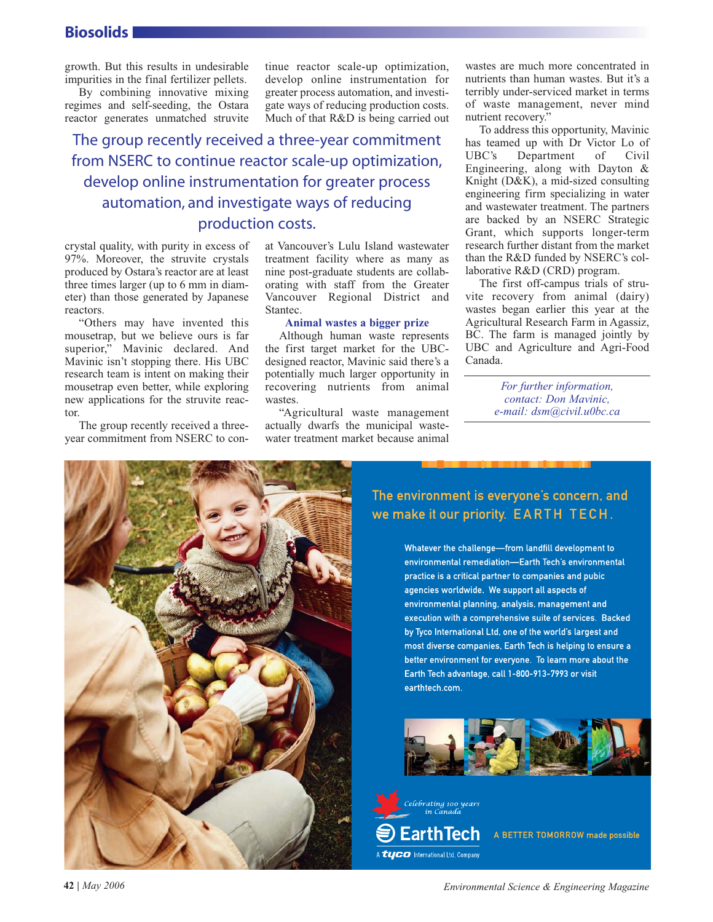growth. But this results in undesirable impurities in the final fertilizer pellets.

By combining innovative mixing regimes and self-seeding, the Ostara reactor generates unmatched struvite crystal quality, with purity in excess of 97%. Moreover, the struvite crystals produced by Ostara's reactor are at least three times larger (up to 6 mm in diameter) than those generated by Japanese reactors.

"Others may have invented this mousetrap, but we believe ours is far superior," Mavinic declared. And Mavinic isn't stopping there. His UBC research team is intent on making their mousetrap even better, while exploring new applications for the struvite reactor.

The group recently received a three-year commitment from NSERC to continue reactor scale-up optimization, develop online instrumentation for greater process automation, and investigate ways of reducing production costs. Much of that R&D is being carried out at Vancouver's Lulu Island wastewater treatment facility where as many as nine post-graduate students are collaborating with staff from the Greater Vancouver Regional District and Stantec.

> The group recently received a three-year commitment from NSERC to continue reactor scale-up optimization, develop online instrumentation for greater process automation, and investigate ways of reducing production costs.

### Animal wastes a bigger prize

Although human waste represents the first target market for the UBC-designed reactor, Mavinic said there's a potentially much larger opportunity in recovering nutrients from animal wastes.

"Agricultural waste management actually dwarfs the municipal wastewater treatment market because animal wastes are much more concentrated in nutrients than human wastes. But it's a terribly under-serviced market in terms of waste management, never mind nutrient recovery."

To address this opportunity, Mavinic has teamed up with Dr Victor Lo of UBC's Department of Civil Engineering, along with Dayton & Knight (D&K), a mid-sized consulting engineering firm specializing in water and wastewater treatment. The partners are backed by an NSERC Strategic Grant, which supports longer-term research further distant from the market than the R&D funded by NSERC's collaborative R&D (CRD) program.

The first off-campus trials of struvite recovery from animal (dairy) wastes began earlier this year at the Agricultural Research Farm in Agassiz, BC. The farm is managed jointly by UBC and Agriculture and Agri-Food Canada.

*For further information, contact: Don Mavinic, e-mail: dsm@civil.u0bc.ca*

The environment is everyone's concern, and we make it our priority. EARTH TECH.

Whatever the challenge—from landfill development to environmental remediation—Earth Tech's environmental practice is a critical partner to companies and pubic agencies worldwide. We support all aspects of environmental planning, analysis, management and execution with a comprehensive suite of services. Backed by Tyco International Ltd, one of the world's largest and most diverse companies, Earth Tech is helping to ensure a better environment for everyone. To learn more about the Earth Tech advantage, call 1-800-913-7993 or visit earthtech.com.

Celebrating 100 years in Canada

EarthTech

A tyco International Ltd. Company

A BETTER TOMORROW made possible